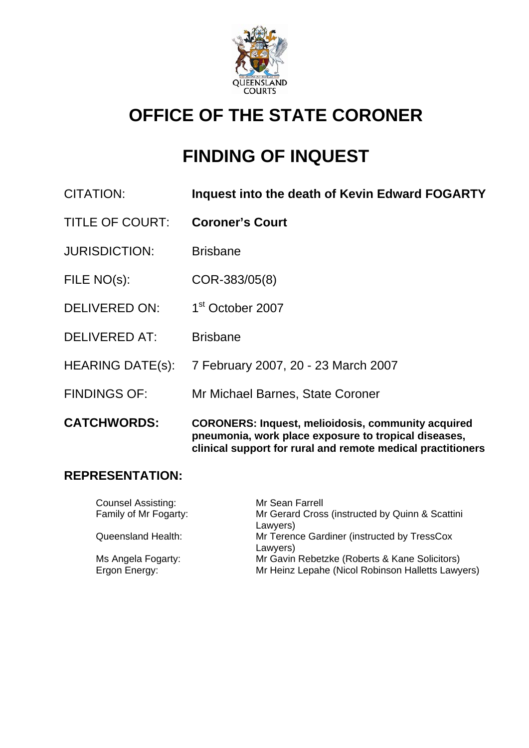# OFFICE OF THE STATE CORONER

# FINDING OF INQUEST

| | |
|---|---|
| CITATION: | **Inquest into the death of Kevin Edward FOGARTY** |
| TITLE OF COURT: | **Coroner's Court** |
| JURISDICTION: | Brisbane |
| FILE NO(s): | COR-383/05(8) |
| DELIVERED ON: | 1st October 2007 |
| DELIVERED AT: | Brisbane |
| HEARING DATE(s): | 7 February 2007, 20 - 23 March 2007 |
| FINDINGS OF: | Mr Michael Barnes, State Coroner |
| **CATCHWORDS:** | **CORONERS: Inquest, melioidosis, community acquired pneumonia, work place exposure to tropical diseases, clinical support for rural and remote medical practitioners** |

## REPRESENTATION:

| | |
|---|---|
| Counsel Assisting: | Mr Sean Farrell |
| Family of Mr Fogarty: | Mr Gerard Cross (instructed by Quinn & Scattini Lawyers) |
| Queensland Health: | Mr Terence Gardiner (instructed by TressCox Lawyers) |
| Ms Angela Fogarty: | Mr Gavin Rebetzke (Roberts & Kane Solicitors) |
| Ergon Energy: | Mr Heinz Lepahe (Nicol Robinson Halletts Lawyers) |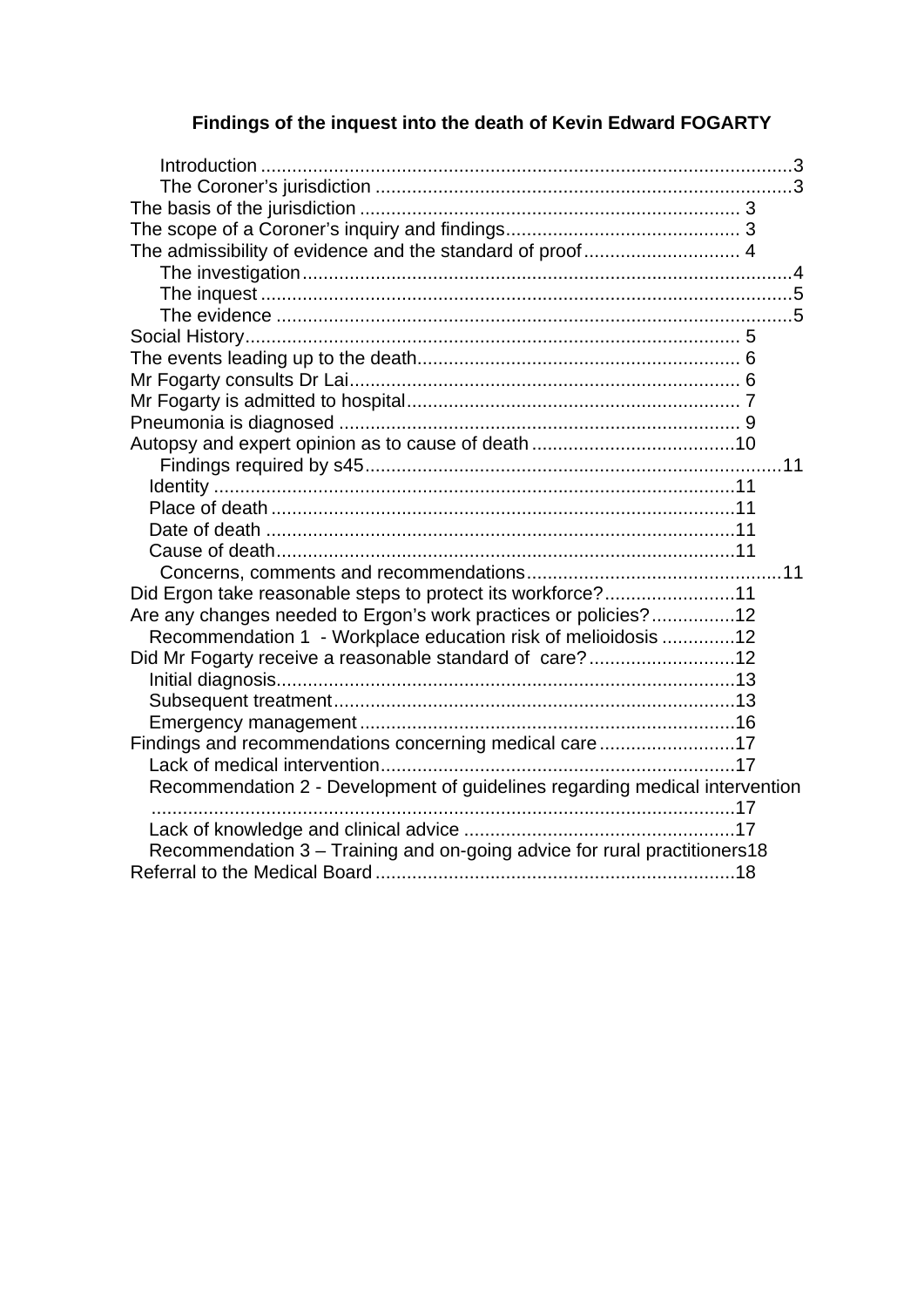**Findings of the inquest into the death of Kevin Edward FOGARTY**

- Introduction ........................................................................................................3
- The Coroner's jurisdiction ..................................................................................3
- The basis of the jurisdiction ........................................................................ 3
- The scope of a Coroner's inquiry and findings............................................. 3
- The admissibility of evidence and the standard of proof.............................. 4
- The investigation................................................................................................4
- The inquest ........................................................................................................5
- The evidence .....................................................................................................5
- Social History.............................................................................................. 5
- The events leading up to the death.............................................................. 6
- Mr Fogarty consults Dr Lai........................................................................... 6
- Mr Fogarty is admitted to hospital................................................................ 7
- Pneumonia is diagnosed ............................................................................. 9
- Autopsy and expert opinion as to cause of death .......................................10
- Findings required by s45...............................................................................11
- Identity ...................................................................................................11
- Place of death .........................................................................................11
- Date of death ..........................................................................................11
- Cause of death........................................................................................11
- Concerns, comments and recommendations.................................................11
- Did Ergon take reasonable steps to protect its workforce?.........................11
- Are any changes needed to Ergon's work practices or policies?................12
- Recommendation 1 - Workplace education risk of melioidosis ..............12
- Did Mr Fogarty receive a reasonable standard of care?............................12
- Initial diagnosis........................................................................................13
- Subsequent treatment.............................................................................13
- Emergency management ........................................................................16
- Findings and recommendations concerning medical care ..........................17
- Lack of medical intervention....................................................................17
- Recommendation 2 - Development of guidelines regarding medical intervention ................................................................................................................17
- Lack of knowledge and clinical advice ....................................................17
- Recommendation 3 – Training and on-going advice for rural practitioners18
- Referral to the Medical Board .....................................................................18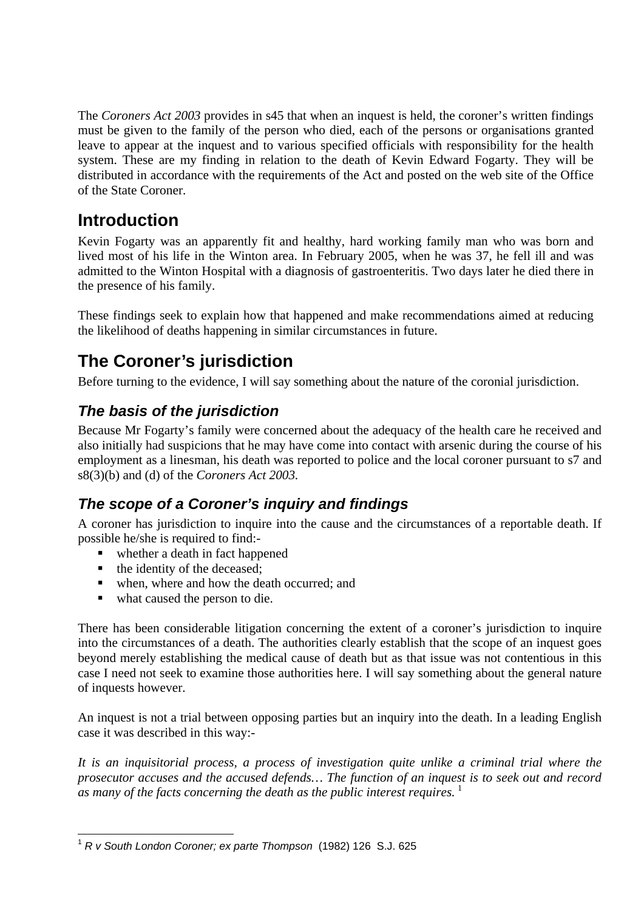The *Coroners Act 2003* provides in s45 that when an inquest is held, the coroner's written findings must be given to the family of the person who died, each of the persons or organisations granted leave to appear at the inquest and to various specified officials with responsibility for the health system. These are my finding in relation to the death of Kevin Edward Fogarty. They will be distributed in accordance with the requirements of the Act and posted on the web site of the Office of the State Coroner.

## Introduction

Kevin Fogarty was an apparently fit and healthy, hard working family man who was born and lived most of his life in the Winton area. In February 2005, when he was 37, he fell ill and was admitted to the Winton Hospital with a diagnosis of gastroenteritis. Two days later he died there in the presence of his family.

These findings seek to explain how that happened and make recommendations aimed at reducing the likelihood of deaths happening in similar circumstances in future.

## The Coroner's jurisdiction

Before turning to the evidence, I will say something about the nature of the coronial jurisdiction.

### *The basis of the jurisdiction*

Because Mr Fogarty's family were concerned about the adequacy of the health care he received and also initially had suspicions that he may have come into contact with arsenic during the course of his employment as a linesman, his death was reported to police and the local coroner pursuant to s7 and s8(3)(b) and (d) of the *Coroners Act 2003.*

### *The scope of a Coroner's inquiry and findings*

A coroner has jurisdiction to inquire into the cause and the circumstances of a reportable death. If possible he/she is required to find:-

- whether a death in fact happened
- the identity of the deceased;
- when, where and how the death occurred; and
- what caused the person to die.

There has been considerable litigation concerning the extent of a coroner's jurisdiction to inquire into the circumstances of a death. The authorities clearly establish that the scope of an inquest goes beyond merely establishing the medical cause of death but as that issue was not contentious in this case I need not seek to examine those authorities here. I will say something about the general nature of inquests however.

An inquest is not a trial between opposing parties but an inquiry into the death. In a leading English case it was described in this way:-

*It is an inquisitorial process, a process of investigation quite unlike a criminal trial where the prosecutor accuses and the accused defends… The function of an inquest is to seek out and record as many of the facts concerning the death as the public interest requires.* [1]

---

[1] *R v South London Coroner; ex parte Thompson* (1982) 126 S.J. 625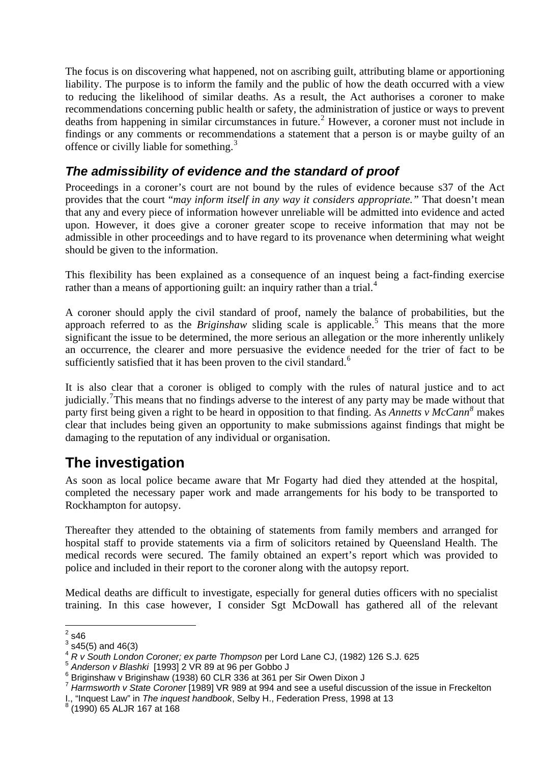The focus is on discovering what happened, not on ascribing guilt, attributing blame or apportioning liability. The purpose is to inform the family and the public of how the death occurred with a view to reducing the likelihood of similar deaths. As a result, the Act authorises a coroner to make recommendations concerning public health or safety, the administration of justice or ways to prevent deaths from happening in similar circumstances in future.[2] However, a coroner must not include in findings or any comments or recommendations a statement that a person is or maybe guilty of an offence or civilly liable for something.[3]

### *The admissibility of evidence and the standard of proof*

Proceedings in a coroner's court are not bound by the rules of evidence because s37 of the Act provides that the court "*may inform itself in any way it considers appropriate.*" That doesn't mean that any and every piece of information however unreliable will be admitted into evidence and acted upon. However, it does give a coroner greater scope to receive information that may not be admissible in other proceedings and to have regard to its provenance when determining what weight should be given to the information.

This flexibility has been explained as a consequence of an inquest being a fact-finding exercise rather than a means of apportioning guilt: an inquiry rather than a trial.[4]

A coroner should apply the civil standard of proof, namely the balance of probabilities, but the approach referred to as the *Briginshaw* sliding scale is applicable.[5] This means that the more significant the issue to be determined, the more serious an allegation or the more inherently unlikely an occurrence, the clearer and more persuasive the evidence needed for the trier of fact to be sufficiently satisfied that it has been proven to the civil standard.[6]

It is also clear that a coroner is obliged to comply with the rules of natural justice and to act judicially.[7]This means that no findings adverse to the interest of any party may be made without that party first being given a right to be heard in opposition to that finding. As *Annetts v McCann*[8] makes clear that includes being given an opportunity to make submissions against findings that might be damaging to the reputation of any individual or organisation.

## The investigation

As soon as local police became aware that Mr Fogarty had died they attended at the hospital, completed the necessary paper work and made arrangements for his body to be transported to Rockhampton for autopsy.

Thereafter they attended to the obtaining of statements from family members and arranged for hospital staff to provide statements via a firm of solicitors retained by Queensland Health. The medical records were secured. The family obtained an expert's report which was provided to police and included in their report to the coroner along with the autopsy report.

Medical deaths are difficult to investigate, especially for general duties officers with no specialist training. In this case however, I consider Sgt McDowall has gathered all of the relevant

---

[2] s46
[3] s45(5) and 46(3)
[4] *R v South London Coroner; ex parte Thompson* per Lord Lane CJ, (1982) 126 S.J. 625
[5] *Anderson v Blashki* [1993] 2 VR 89 at 96 per Gobbo J
[6] Briginshaw v Briginshaw (1938) 60 CLR 336 at 361 per Sir Owen Dixon J
[7] *Harmsworth v State Coroner* [1989] VR 989 at 994 and see a useful discussion of the issue in Freckelton I., "Inquest Law" in *The inquest handbook*, Selby H., Federation Press, 1998 at 13
[8] (1990) 65 ALJR 167 at 168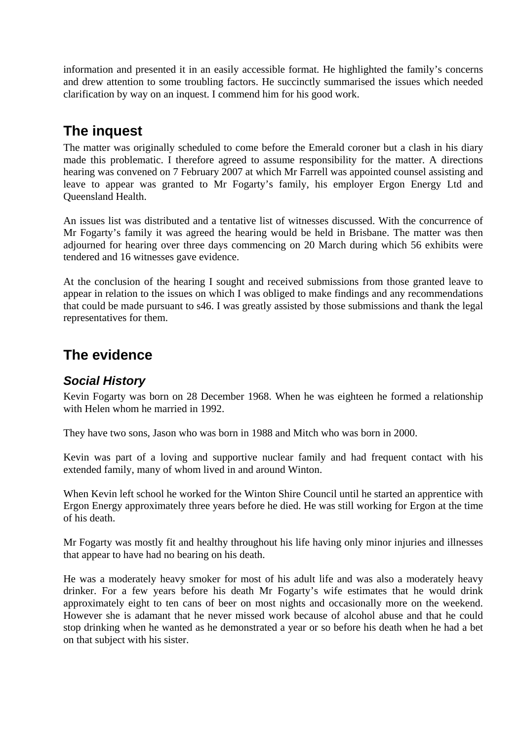information and presented it in an easily accessible format. He highlighted the family's concerns and drew attention to some troubling factors. He succinctly summarised the issues which needed clarification by way on an inquest. I commend him for his good work.

## The inquest

The matter was originally scheduled to come before the Emerald coroner but a clash in his diary made this problematic. I therefore agreed to assume responsibility for the matter. A directions hearing was convened on 7 February 2007 at which Mr Farrell was appointed counsel assisting and leave to appear was granted to Mr Fogarty's family, his employer Ergon Energy Ltd and Queensland Health.

An issues list was distributed and a tentative list of witnesses discussed. With the concurrence of Mr Fogarty's family it was agreed the hearing would be held in Brisbane. The matter was then adjourned for hearing over three days commencing on 20 March during which 56 exhibits were tendered and 16 witnesses gave evidence.

At the conclusion of the hearing I sought and received submissions from those granted leave to appear in relation to the issues on which I was obliged to make findings and any recommendations that could be made pursuant to s46. I was greatly assisted by those submissions and thank the legal representatives for them.

## The evidence

### *Social History*

Kevin Fogarty was born on 28 December 1968. When he was eighteen he formed a relationship with Helen whom he married in 1992.

They have two sons, Jason who was born in 1988 and Mitch who was born in 2000.

Kevin was part of a loving and supportive nuclear family and had frequent contact with his extended family, many of whom lived in and around Winton.

When Kevin left school he worked for the Winton Shire Council until he started an apprentice with Ergon Energy approximately three years before he died. He was still working for Ergon at the time of his death.

Mr Fogarty was mostly fit and healthy throughout his life having only minor injuries and illnesses that appear to have had no bearing on his death.

He was a moderately heavy smoker for most of his adult life and was also a moderately heavy drinker. For a few years before his death Mr Fogarty's wife estimates that he would drink approximately eight to ten cans of beer on most nights and occasionally more on the weekend. However she is adamant that he never missed work because of alcohol abuse and that he could stop drinking when he wanted as he demonstrated a year or so before his death when he had a bet on that subject with his sister.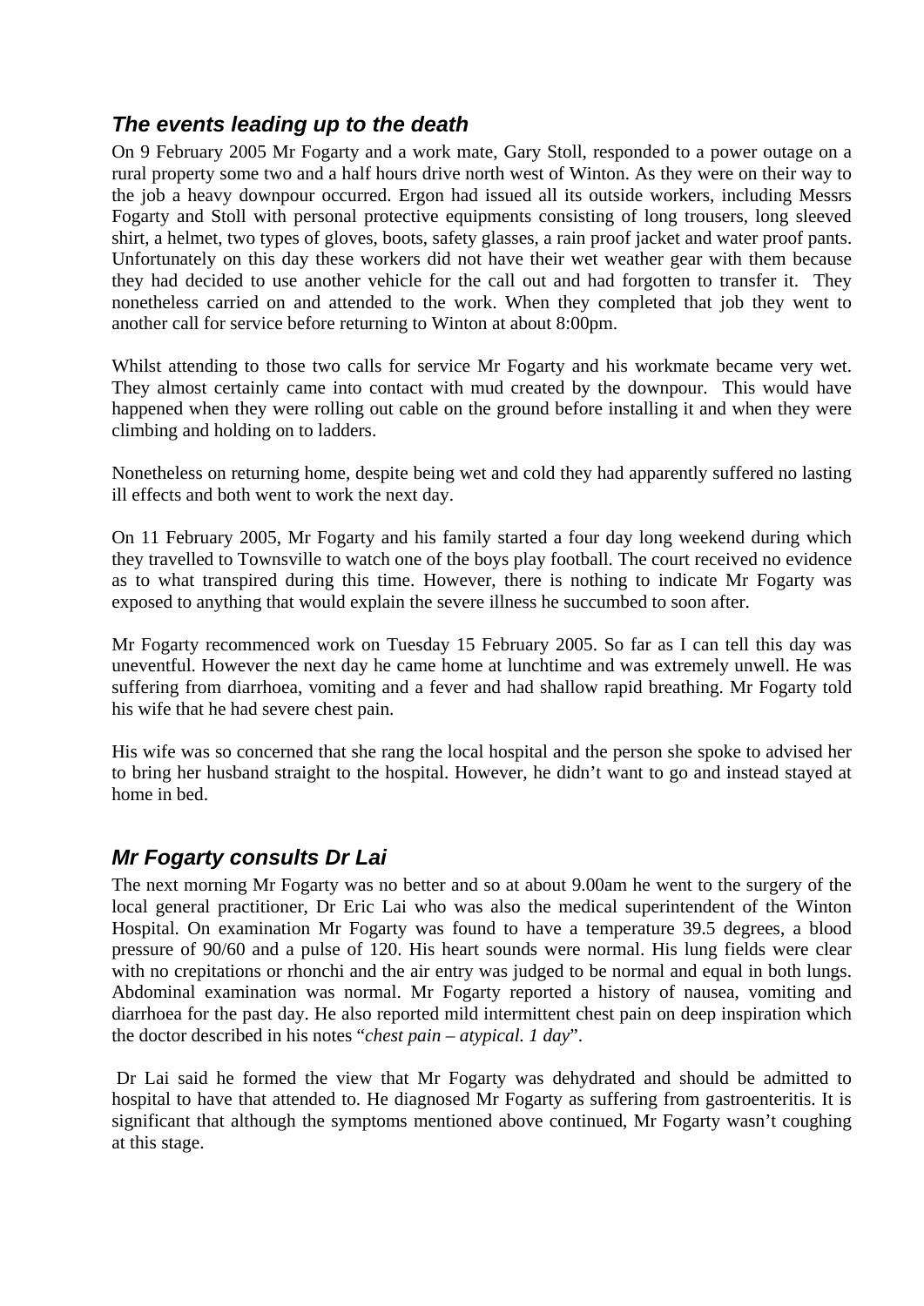### *The events leading up to the death*

On 9 February 2005 Mr Fogarty and a work mate, Gary Stoll, responded to a power outage on a rural property some two and a half hours drive north west of Winton. As they were on their way to the job a heavy downpour occurred. Ergon had issued all its outside workers, including Messrs Fogarty and Stoll with personal protective equipments consisting of long trousers, long sleeved shirt, a helmet, two types of gloves, boots, safety glasses, a rain proof jacket and water proof pants. Unfortunately on this day these workers did not have their wet weather gear with them because they had decided to use another vehicle for the call out and had forgotten to transfer it. They nonetheless carried on and attended to the work. When they completed that job they went to another call for service before returning to Winton at about 8:00pm.

Whilst attending to those two calls for service Mr Fogarty and his workmate became very wet. They almost certainly came into contact with mud created by the downpour. This would have happened when they were rolling out cable on the ground before installing it and when they were climbing and holding on to ladders.

Nonetheless on returning home, despite being wet and cold they had apparently suffered no lasting ill effects and both went to work the next day.

On 11 February 2005, Mr Fogarty and his family started a four day long weekend during which they travelled to Townsville to watch one of the boys play football. The court received no evidence as to what transpired during this time. However, there is nothing to indicate Mr Fogarty was exposed to anything that would explain the severe illness he succumbed to soon after.

Mr Fogarty recommenced work on Tuesday 15 February 2005. So far as I can tell this day was uneventful. However the next day he came home at lunchtime and was extremely unwell. He was suffering from diarrhoea, vomiting and a fever and had shallow rapid breathing. Mr Fogarty told his wife that he had severe chest pain.

His wife was so concerned that she rang the local hospital and the person she spoke to advised her to bring her husband straight to the hospital. However, he didn't want to go and instead stayed at home in bed.

### *Mr Fogarty consults Dr Lai*

The next morning Mr Fogarty was no better and so at about 9.00am he went to the surgery of the local general practitioner, Dr Eric Lai who was also the medical superintendent of the Winton Hospital. On examination Mr Fogarty was found to have a temperature 39.5 degrees, a blood pressure of 90/60 and a pulse of 120. His heart sounds were normal. His lung fields were clear with no crepitations or rhonchi and the air entry was judged to be normal and equal in both lungs. Abdominal examination was normal. Mr Fogarty reported a history of nausea, vomiting and diarrhoea for the past day. He also reported mild intermittent chest pain on deep inspiration which the doctor described in his notes "*chest pain – atypical. 1 day*".

Dr Lai said he formed the view that Mr Fogarty was dehydrated and should be admitted to hospital to have that attended to. He diagnosed Mr Fogarty as suffering from gastroenteritis. It is significant that although the symptoms mentioned above continued, Mr Fogarty wasn't coughing at this stage.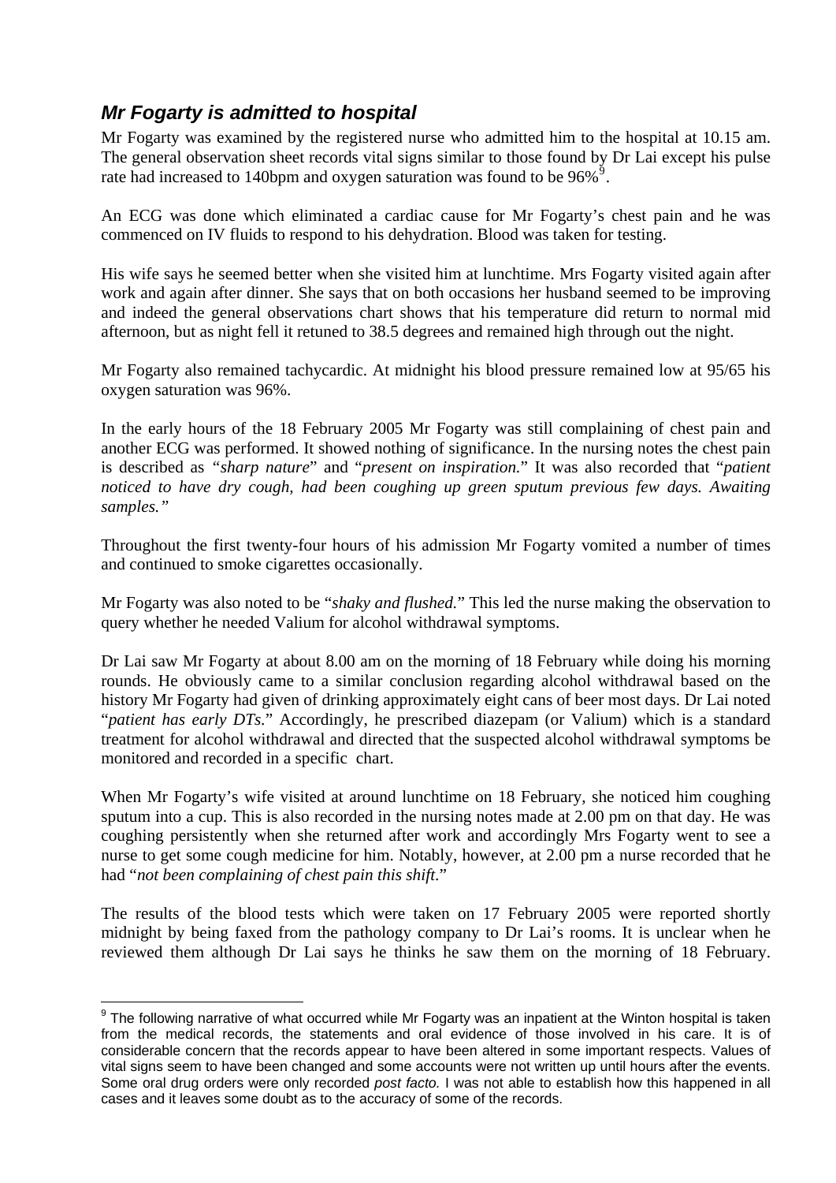## *Mr Fogarty is admitted to hospital*

Mr Fogarty was examined by the registered nurse who admitted him to the hospital at 10.15 am. The general observation sheet records vital signs similar to those found by Dr Lai except his pulse rate had increased to 140bpm and oxygen saturation was found to be 96%[9].

An ECG was done which eliminated a cardiac cause for Mr Fogarty's chest pain and he was commenced on IV fluids to respond to his dehydration. Blood was taken for testing.

His wife says he seemed better when she visited him at lunchtime. Mrs Fogarty visited again after work and again after dinner. She says that on both occasions her husband seemed to be improving and indeed the general observations chart shows that his temperature did return to normal mid afternoon, but as night fell it retuned to 38.5 degrees and remained high through out the night.

Mr Fogarty also remained tachycardic. At midnight his blood pressure remained low at 95/65 his oxygen saturation was 96%.

In the early hours of the 18 February 2005 Mr Fogarty was still complaining of chest pain and another ECG was performed. It showed nothing of significance. In the nursing notes the chest pain is described as *"sharp nature*" and "*present on inspiration.*" It was also recorded that "*patient noticed to have dry cough, had been coughing up green sputum previous few days. Awaiting samples."*

Throughout the first twenty-four hours of his admission Mr Fogarty vomited a number of times and continued to smoke cigarettes occasionally.

Mr Fogarty was also noted to be "*shaky and flushed.*" This led the nurse making the observation to query whether he needed Valium for alcohol withdrawal symptoms.

Dr Lai saw Mr Fogarty at about 8.00 am on the morning of 18 February while doing his morning rounds. He obviously came to a similar conclusion regarding alcohol withdrawal based on the history Mr Fogarty had given of drinking approximately eight cans of beer most days. Dr Lai noted "*patient has early DTs.*" Accordingly, he prescribed diazepam (or Valium) which is a standard treatment for alcohol withdrawal and directed that the suspected alcohol withdrawal symptoms be monitored and recorded in a specific chart.

When Mr Fogarty's wife visited at around lunchtime on 18 February, she noticed him coughing sputum into a cup. This is also recorded in the nursing notes made at 2.00 pm on that day. He was coughing persistently when she returned after work and accordingly Mrs Fogarty went to see a nurse to get some cough medicine for him. Notably, however, at 2.00 pm a nurse recorded that he had "*not been complaining of chest pain this shift.*"

The results of the blood tests which were taken on 17 February 2005 were reported shortly midnight by being faxed from the pathology company to Dr Lai's rooms. It is unclear when he reviewed them although Dr Lai says he thinks he saw them on the morning of 18 February.

---

[9] The following narrative of what occurred while Mr Fogarty was an inpatient at the Winton hospital is taken from the medical records, the statements and oral evidence of those involved in his care. It is of considerable concern that the records appear to have been altered in some important respects. Values of vital signs seem to have been changed and some accounts were not written up until hours after the events. Some oral drug orders were only recorded *post facto.* I was not able to establish how this happened in all cases and it leaves some doubt as to the accuracy of some of the records.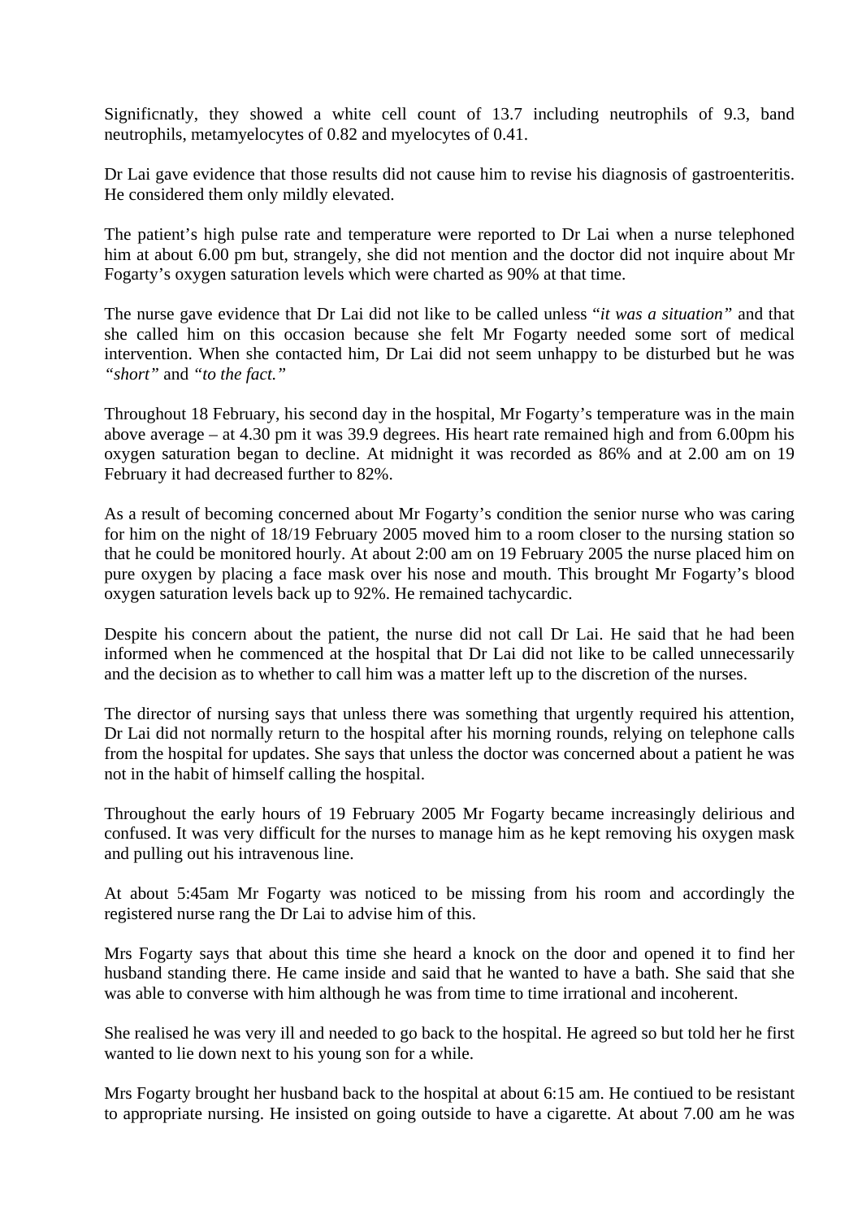Significnatly, they showed a white cell count of 13.7 including neutrophils of 9.3, band neutrophils, metamyelocytes of 0.82 and myelocytes of 0.41.

Dr Lai gave evidence that those results did not cause him to revise his diagnosis of gastroenteritis. He considered them only mildly elevated.

The patient's high pulse rate and temperature were reported to Dr Lai when a nurse telephoned him at about 6.00 pm but, strangely, she did not mention and the doctor did not inquire about Mr Fogarty's oxygen saturation levels which were charted as 90% at that time.

The nurse gave evidence that Dr Lai did not like to be called unless "*it was a situation*" and that she called him on this occasion because she felt Mr Fogarty needed some sort of medical intervention. When she contacted him, Dr Lai did not seem unhappy to be disturbed but he was *"short"* and *"to the fact."*

Throughout 18 February, his second day in the hospital, Mr Fogarty's temperature was in the main above average – at 4.30 pm it was 39.9 degrees. His heart rate remained high and from 6.00pm his oxygen saturation began to decline. At midnight it was recorded as 86% and at 2.00 am on 19 February it had decreased further to 82%.

As a result of becoming concerned about Mr Fogarty's condition the senior nurse who was caring for him on the night of 18/19 February 2005 moved him to a room closer to the nursing station so that he could be monitored hourly. At about 2:00 am on 19 February 2005 the nurse placed him on pure oxygen by placing a face mask over his nose and mouth. This brought Mr Fogarty's blood oxygen saturation levels back up to 92%. He remained tachycardic.

Despite his concern about the patient, the nurse did not call Dr Lai. He said that he had been informed when he commenced at the hospital that Dr Lai did not like to be called unnecessarily and the decision as to whether to call him was a matter left up to the discretion of the nurses.

The director of nursing says that unless there was something that urgently required his attention, Dr Lai did not normally return to the hospital after his morning rounds, relying on telephone calls from the hospital for updates. She says that unless the doctor was concerned about a patient he was not in the habit of himself calling the hospital.

Throughout the early hours of 19 February 2005 Mr Fogarty became increasingly delirious and confused. It was very difficult for the nurses to manage him as he kept removing his oxygen mask and pulling out his intravenous line.

At about 5:45am Mr Fogarty was noticed to be missing from his room and accordingly the registered nurse rang the Dr Lai to advise him of this.

Mrs Fogarty says that about this time she heard a knock on the door and opened it to find her husband standing there. He came inside and said that he wanted to have a bath. She said that she was able to converse with him although he was from time to time irrational and incoherent.

She realised he was very ill and needed to go back to the hospital. He agreed so but told her he first wanted to lie down next to his young son for a while.

Mrs Fogarty brought her husband back to the hospital at about 6:15 am. He contiued to be resistant to appropriate nursing. He insisted on going outside to have a cigarette. At about 7.00 am he was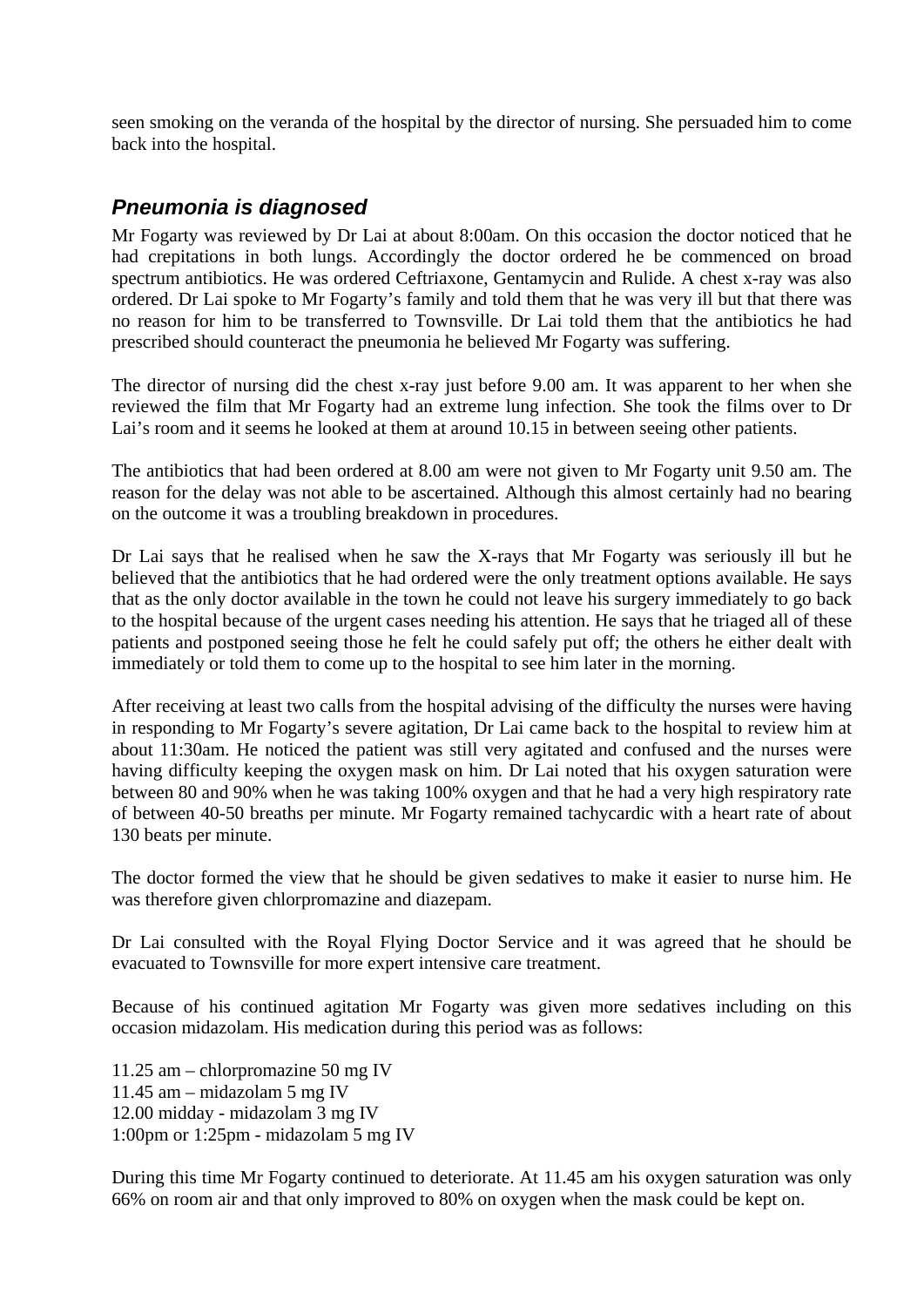seen smoking on the veranda of the hospital by the director of nursing. She persuaded him to come back into the hospital.

## *Pneumonia is diagnosed*

Mr Fogarty was reviewed by Dr Lai at about 8:00am. On this occasion the doctor noticed that he had crepitations in both lungs. Accordingly the doctor ordered he be commenced on broad spectrum antibiotics. He was ordered Ceftriaxone, Gentamycin and Rulide. A chest x-ray was also ordered. Dr Lai spoke to Mr Fogarty's family and told them that he was very ill but that there was no reason for him to be transferred to Townsville. Dr Lai told them that the antibiotics he had prescribed should counteract the pneumonia he believed Mr Fogarty was suffering.

The director of nursing did the chest x-ray just before 9.00 am. It was apparent to her when she reviewed the film that Mr Fogarty had an extreme lung infection. She took the films over to Dr Lai's room and it seems he looked at them at around 10.15 in between seeing other patients.

The antibiotics that had been ordered at 8.00 am were not given to Mr Fogarty unit 9.50 am. The reason for the delay was not able to be ascertained. Although this almost certainly had no bearing on the outcome it was a troubling breakdown in procedures.

Dr Lai says that he realised when he saw the X-rays that Mr Fogarty was seriously ill but he believed that the antibiotics that he had ordered were the only treatment options available. He says that as the only doctor available in the town he could not leave his surgery immediately to go back to the hospital because of the urgent cases needing his attention. He says that he triaged all of these patients and postponed seeing those he felt he could safely put off; the others he either dealt with immediately or told them to come up to the hospital to see him later in the morning.

After receiving at least two calls from the hospital advising of the difficulty the nurses were having in responding to Mr Fogarty's severe agitation, Dr Lai came back to the hospital to review him at about 11:30am. He noticed the patient was still very agitated and confused and the nurses were having difficulty keeping the oxygen mask on him. Dr Lai noted that his oxygen saturation were between 80 and 90% when he was taking 100% oxygen and that he had a very high respiratory rate of between 40-50 breaths per minute. Mr Fogarty remained tachycardic with a heart rate of about 130 beats per minute.

The doctor formed the view that he should be given sedatives to make it easier to nurse him. He was therefore given chlorpromazine and diazepam.

Dr Lai consulted with the Royal Flying Doctor Service and it was agreed that he should be evacuated to Townsville for more expert intensive care treatment.

Because of his continued agitation Mr Fogarty was given more sedatives including on this occasion midazolam. His medication during this period was as follows:

11.25 am – chlorpromazine 50 mg IV
11.45 am – midazolam 5 mg IV
12.00 midday - midazolam 3 mg IV
1:00pm or 1:25pm - midazolam 5 mg IV

During this time Mr Fogarty continued to deteriorate. At 11.45 am his oxygen saturation was only 66% on room air and that only improved to 80% on oxygen when the mask could be kept on.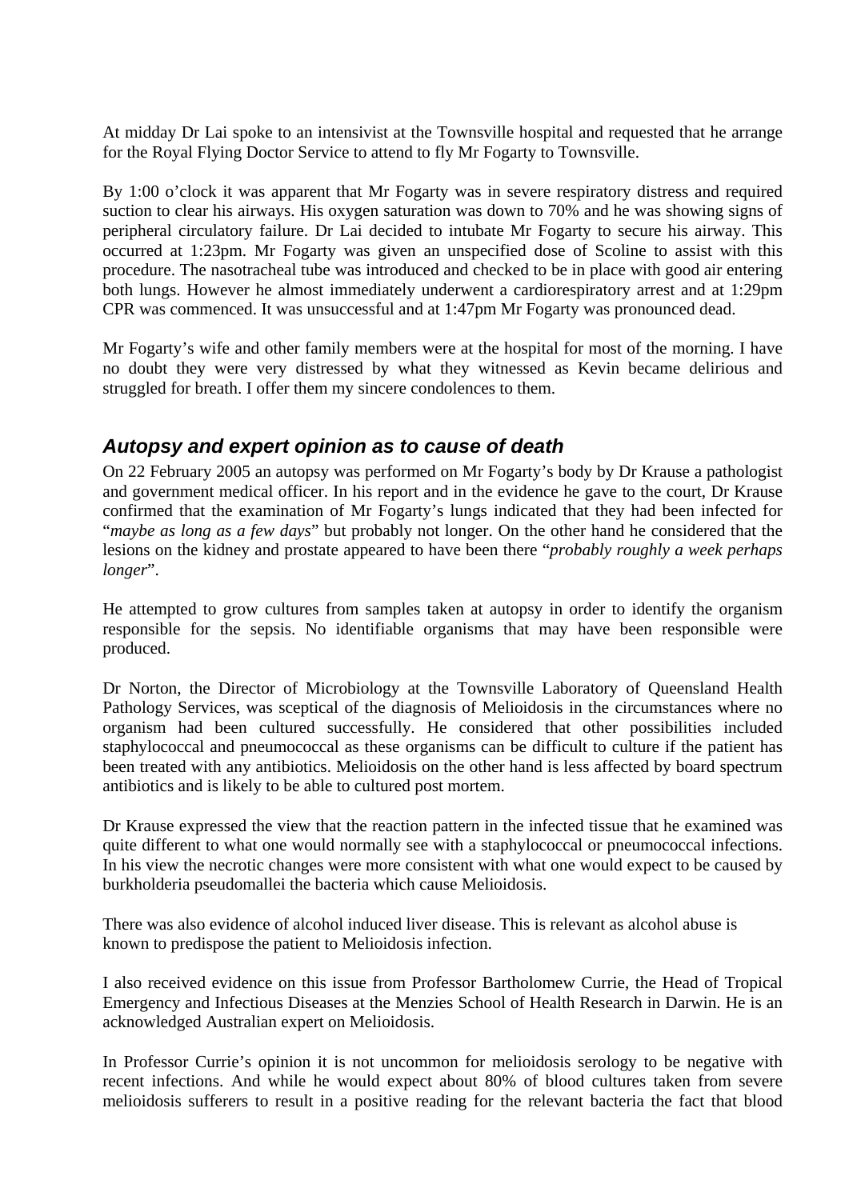At midday Dr Lai spoke to an intensivist at the Townsville hospital and requested that he arrange for the Royal Flying Doctor Service to attend to fly Mr Fogarty to Townsville.

By 1:00 o'clock it was apparent that Mr Fogarty was in severe respiratory distress and required suction to clear his airways. His oxygen saturation was down to 70% and he was showing signs of peripheral circulatory failure. Dr Lai decided to intubate Mr Fogarty to secure his airway. This occurred at 1:23pm. Mr Fogarty was given an unspecified dose of Scoline to assist with this procedure. The nasotracheal tube was introduced and checked to be in place with good air entering both lungs. However he almost immediately underwent a cardiorespiratory arrest and at 1:29pm CPR was commenced. It was unsuccessful and at 1:47pm Mr Fogarty was pronounced dead.

Mr Fogarty's wife and other family members were at the hospital for most of the morning. I have no doubt they were very distressed by what they witnessed as Kevin became delirious and struggled for breath. I offer them my sincere condolences to them.

## Autopsy and expert opinion as to cause of death

On 22 February 2005 an autopsy was performed on Mr Fogarty's body by Dr Krause a pathologist and government medical officer. In his report and in the evidence he gave to the court, Dr Krause confirmed that the examination of Mr Fogarty's lungs indicated that they had been infected for "*maybe as long as a few days*" but probably not longer. On the other hand he considered that the lesions on the kidney and prostate appeared to have been there "*probably roughly a week perhaps longer*".

He attempted to grow cultures from samples taken at autopsy in order to identify the organism responsible for the sepsis. No identifiable organisms that may have been responsible were produced.

Dr Norton, the Director of Microbiology at the Townsville Laboratory of Queensland Health Pathology Services, was sceptical of the diagnosis of Melioidosis in the circumstances where no organism had been cultured successfully. He considered that other possibilities included staphylococcal and pneumococcal as these organisms can be difficult to culture if the patient has been treated with any antibiotics. Melioidosis on the other hand is less affected by board spectrum antibiotics and is likely to be able to cultured post mortem.

Dr Krause expressed the view that the reaction pattern in the infected tissue that he examined was quite different to what one would normally see with a staphylococcal or pneumococcal infections. In his view the necrotic changes were more consistent with what one would expect to be caused by burkholderia pseudomallei the bacteria which cause Melioidosis.

There was also evidence of alcohol induced liver disease. This is relevant as alcohol abuse is known to predispose the patient to Melioidosis infection.

I also received evidence on this issue from Professor Bartholomew Currie, the Head of Tropical Emergency and Infectious Diseases at the Menzies School of Health Research in Darwin. He is an acknowledged Australian expert on Melioidosis.

In Professor Currie's opinion it is not uncommon for melioidosis serology to be negative with recent infections. And while he would expect about 80% of blood cultures taken from severe melioidosis sufferers to result in a positive reading for the relevant bacteria the fact that blood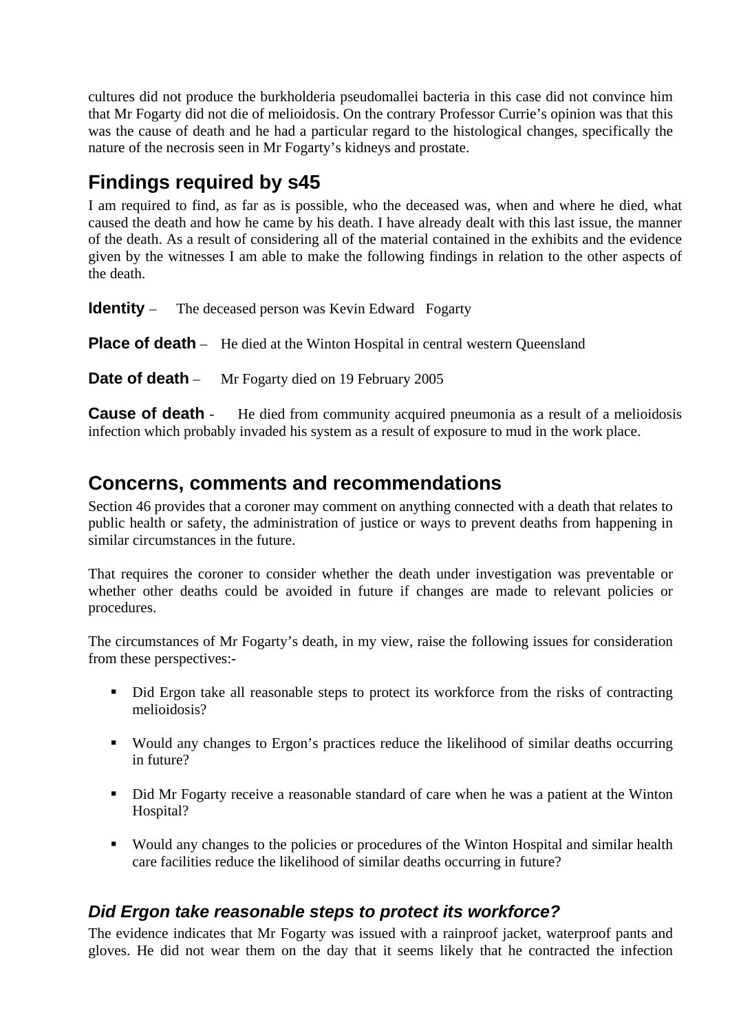cultures did not produce the burkholderia pseudomallei bacteria in this case did not convince him that Mr Fogarty did not die of melioidosis. On the contrary Professor Currie's opinion was that this was the cause of death and he had a particular regard to the histological changes, specifically the nature of the necrosis seen in Mr Fogarty's kidneys and prostate.

## Findings required by s45

I am required to find, as far as is possible, who the deceased was, when and where he died, what caused the death and how he came by his death. I have already dealt with this last issue, the manner of the death. As a result of considering all of the material contained in the exhibits and the evidence given by the witnesses I am able to make the following findings in relation to the other aspects of the death.

**Identity** – The deceased person was Kevin Edward Fogarty

**Place of death** – He died at the Winton Hospital in central western Queensland

**Date of death** – Mr Fogarty died on 19 February 2005

**Cause of death** - He died from community acquired pneumonia as a result of a melioidosis infection which probably invaded his system as a result of exposure to mud in the work place.

## Concerns, comments and recommendations

Section 46 provides that a coroner may comment on anything connected with a death that relates to public health or safety, the administration of justice or ways to prevent deaths from happening in similar circumstances in the future.

That requires the coroner to consider whether the death under investigation was preventable or whether other deaths could be avoided in future if changes are made to relevant policies or procedures.

The circumstances of Mr Fogarty's death, in my view, raise the following issues for consideration from these perspectives:-

- Did Ergon take all reasonable steps to protect its workforce from the risks of contracting melioidosis?
- Would any changes to Ergon's practices reduce the likelihood of similar deaths occurring in future?
- Did Mr Fogarty receive a reasonable standard of care when he was a patient at the Winton Hospital?
- Would any changes to the policies or procedures of the Winton Hospital and similar health care facilities reduce the likelihood of similar deaths occurring in future?

### *Did Ergon take reasonable steps to protect its workforce?*

The evidence indicates that Mr Fogarty was issued with a rainproof jacket, waterproof pants and gloves. He did not wear them on the day that it seems likely that he contracted the infection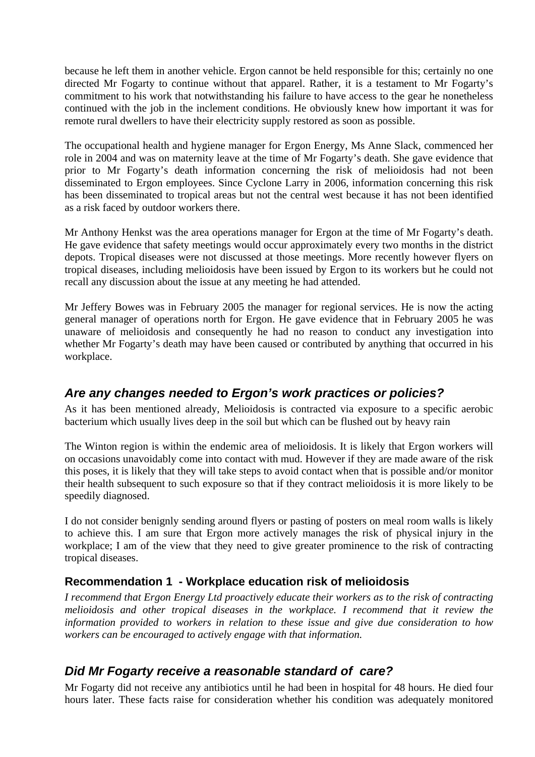because he left them in another vehicle. Ergon cannot be held responsible for this; certainly no one directed Mr Fogarty to continue without that apparel. Rather, it is a testament to Mr Fogarty's commitment to his work that notwithstanding his failure to have access to the gear he nonetheless continued with the job in the inclement conditions. He obviously knew how important it was for remote rural dwellers to have their electricity supply restored as soon as possible.

The occupational health and hygiene manager for Ergon Energy, Ms Anne Slack, commenced her role in 2004 and was on maternity leave at the time of Mr Fogarty's death. She gave evidence that prior to Mr Fogarty's death information concerning the risk of melioidosis had not been disseminated to Ergon employees. Since Cyclone Larry in 2006, information concerning this risk has been disseminated to tropical areas but not the central west because it has not been identified as a risk faced by outdoor workers there.

Mr Anthony Henkst was the area operations manager for Ergon at the time of Mr Fogarty's death. He gave evidence that safety meetings would occur approximately every two months in the district depots. Tropical diseases were not discussed at those meetings. More recently however flyers on tropical diseases, including melioidosis have been issued by Ergon to its workers but he could not recall any discussion about the issue at any meeting he had attended.

Mr Jeffery Bowes was in February 2005 the manager for regional services. He is now the acting general manager of operations north for Ergon. He gave evidence that in February 2005 he was unaware of melioidosis and consequently he had no reason to conduct any investigation into whether Mr Fogarty's death may have been caused or contributed by anything that occurred in his workplace.

## *Are any changes needed to Ergon's work practices or policies?*

As it has been mentioned already, Melioidosis is contracted via exposure to a specific aerobic bacterium which usually lives deep in the soil but which can be flushed out by heavy rain

The Winton region is within the endemic area of melioidosis. It is likely that Ergon workers will on occasions unavoidably come into contact with mud. However if they are made aware of the risk this poses, it is likely that they will take steps to avoid contact when that is possible and/or monitor their health subsequent to such exposure so that if they contract melioidosis it is more likely to be speedily diagnosed.

I do not consider benignly sending around flyers or pasting of posters on meal room walls is likely to achieve this. I am sure that Ergon more actively manages the risk of physical injury in the workplace; I am of the view that they need to give greater prominence to the risk of contracting tropical diseases.

### Recommendation 1 - Workplace education risk of melioidosis

*I recommend that Ergon Energy Ltd proactively educate their workers as to the risk of contracting melioidosis and other tropical diseases in the workplace. I recommend that it review the information provided to workers in relation to these issue and give due consideration to how workers can be encouraged to actively engage with that information.*

## *Did Mr Fogarty receive a reasonable standard of care?*

Mr Fogarty did not receive any antibiotics until he had been in hospital for 48 hours. He died four hours later. These facts raise for consideration whether his condition was adequately monitored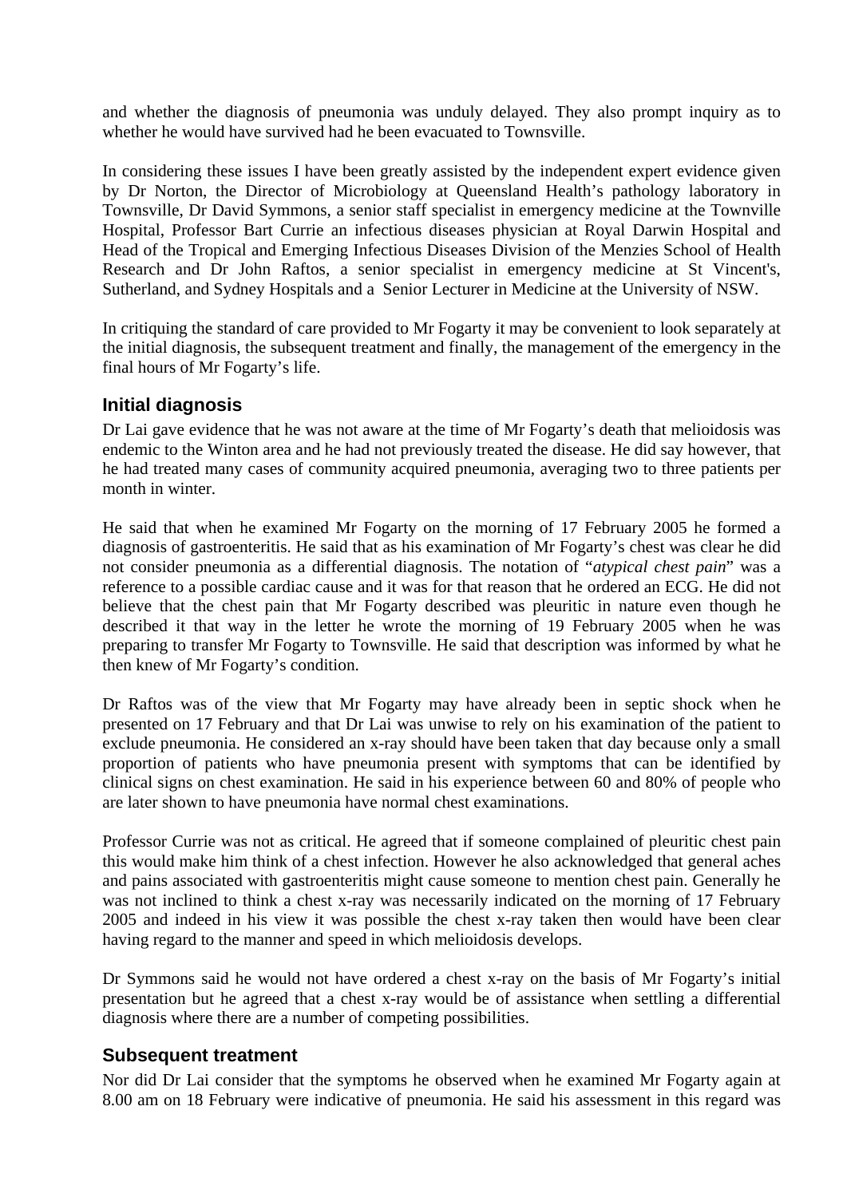and whether the diagnosis of pneumonia was unduly delayed. They also prompt inquiry as to whether he would have survived had he been evacuated to Townsville.

In considering these issues I have been greatly assisted by the independent expert evidence given by Dr Norton, the Director of Microbiology at Queensland Health's pathology laboratory in Townsville, Dr David Symmons, a senior staff specialist in emergency medicine at the Townville Hospital, Professor Bart Currie an infectious diseases physician at Royal Darwin Hospital and Head of the Tropical and Emerging Infectious Diseases Division of the Menzies School of Health Research and Dr John Raftos, a senior specialist in emergency medicine at St Vincent's, Sutherland, and Sydney Hospitals and a Senior Lecturer in Medicine at the University of NSW.

In critiquing the standard of care provided to Mr Fogarty it may be convenient to look separately at the initial diagnosis, the subsequent treatment and finally, the management of the emergency in the final hours of Mr Fogarty's life.

### Initial diagnosis

Dr Lai gave evidence that he was not aware at the time of Mr Fogarty's death that melioidosis was endemic to the Winton area and he had not previously treated the disease. He did say however, that he had treated many cases of community acquired pneumonia, averaging two to three patients per month in winter.

He said that when he examined Mr Fogarty on the morning of 17 February 2005 he formed a diagnosis of gastroenteritis. He said that as his examination of Mr Fogarty's chest was clear he did not consider pneumonia as a differential diagnosis. The notation of "*atypical chest pain*" was a reference to a possible cardiac cause and it was for that reason that he ordered an ECG. He did not believe that the chest pain that Mr Fogarty described was pleuritic in nature even though he described it that way in the letter he wrote the morning of 19 February 2005 when he was preparing to transfer Mr Fogarty to Townsville. He said that description was informed by what he then knew of Mr Fogarty's condition.

Dr Raftos was of the view that Mr Fogarty may have already been in septic shock when he presented on 17 February and that Dr Lai was unwise to rely on his examination of the patient to exclude pneumonia. He considered an x-ray should have been taken that day because only a small proportion of patients who have pneumonia present with symptoms that can be identified by clinical signs on chest examination. He said in his experience between 60 and 80% of people who are later shown to have pneumonia have normal chest examinations.

Professor Currie was not as critical. He agreed that if someone complained of pleuritic chest pain this would make him think of a chest infection. However he also acknowledged that general aches and pains associated with gastroenteritis might cause someone to mention chest pain. Generally he was not inclined to think a chest x-ray was necessarily indicated on the morning of 17 February 2005 and indeed in his view it was possible the chest x-ray taken then would have been clear having regard to the manner and speed in which melioidosis develops.

Dr Symmons said he would not have ordered a chest x-ray on the basis of Mr Fogarty's initial presentation but he agreed that a chest x-ray would be of assistance when settling a differential diagnosis where there are a number of competing possibilities.

### Subsequent treatment

Nor did Dr Lai consider that the symptoms he observed when he examined Mr Fogarty again at 8.00 am on 18 February were indicative of pneumonia. He said his assessment in this regard was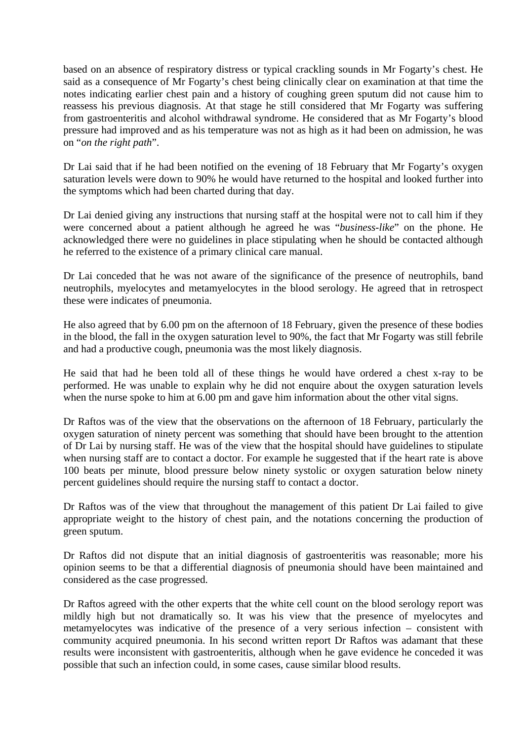based on an absence of respiratory distress or typical crackling sounds in Mr Fogarty's chest. He said as a consequence of Mr Fogarty's chest being clinically clear on examination at that time the notes indicating earlier chest pain and a history of coughing green sputum did not cause him to reassess his previous diagnosis. At that stage he still considered that Mr Fogarty was suffering from gastroenteritis and alcohol withdrawal syndrome. He considered that as Mr Fogarty's blood pressure had improved and as his temperature was not as high as it had been on admission, he was on "*on the right path*".

Dr Lai said that if he had been notified on the evening of 18 February that Mr Fogarty's oxygen saturation levels were down to 90% he would have returned to the hospital and looked further into the symptoms which had been charted during that day.

Dr Lai denied giving any instructions that nursing staff at the hospital were not to call him if they were concerned about a patient although he agreed he was "*business-like*" on the phone. He acknowledged there were no guidelines in place stipulating when he should be contacted although he referred to the existence of a primary clinical care manual.

Dr Lai conceded that he was not aware of the significance of the presence of neutrophils, band neutrophils, myelocytes and metamyelocytes in the blood serology. He agreed that in retrospect these were indicates of pneumonia.

He also agreed that by 6.00 pm on the afternoon of 18 February, given the presence of these bodies in the blood, the fall in the oxygen saturation level to 90%, the fact that Mr Fogarty was still febrile and had a productive cough, pneumonia was the most likely diagnosis.

He said that had he been told all of these things he would have ordered a chest x-ray to be performed. He was unable to explain why he did not enquire about the oxygen saturation levels when the nurse spoke to him at 6.00 pm and gave him information about the other vital signs.

Dr Raftos was of the view that the observations on the afternoon of 18 February, particularly the oxygen saturation of ninety percent was something that should have been brought to the attention of Dr Lai by nursing staff. He was of the view that the hospital should have guidelines to stipulate when nursing staff are to contact a doctor. For example he suggested that if the heart rate is above 100 beats per minute, blood pressure below ninety systolic or oxygen saturation below ninety percent guidelines should require the nursing staff to contact a doctor.

Dr Raftos was of the view that throughout the management of this patient Dr Lai failed to give appropriate weight to the history of chest pain, and the notations concerning the production of green sputum.

Dr Raftos did not dispute that an initial diagnosis of gastroenteritis was reasonable; more his opinion seems to be that a differential diagnosis of pneumonia should have been maintained and considered as the case progressed.

Dr Raftos agreed with the other experts that the white cell count on the blood serology report was mildly high but not dramatically so. It was his view that the presence of myelocytes and metamyelocytes was indicative of the presence of a very serious infection – consistent with community acquired pneumonia. In his second written report Dr Raftos was adamant that these results were inconsistent with gastroenteritis, although when he gave evidence he conceded it was possible that such an infection could, in some cases, cause similar blood results.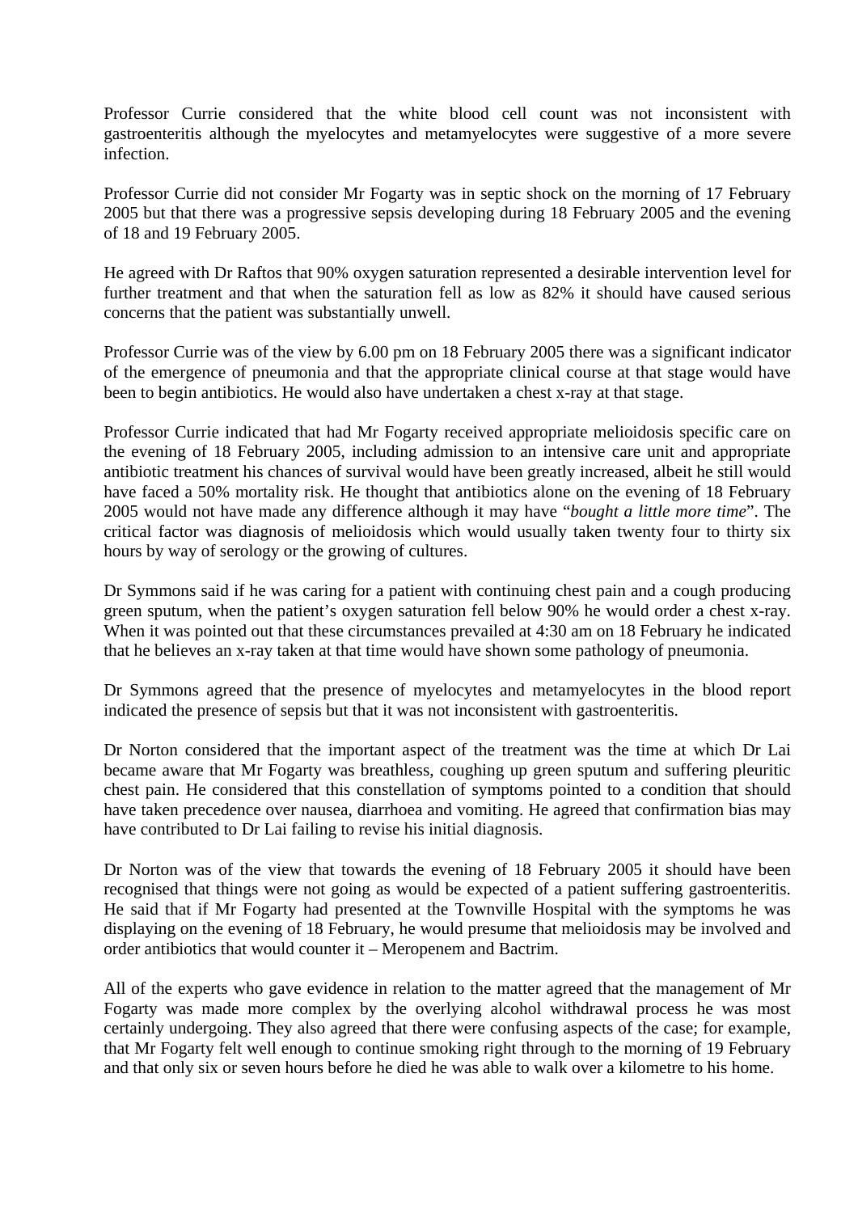Professor Currie considered that the white blood cell count was not inconsistent with gastroenteritis although the myelocytes and metamyelocytes were suggestive of a more severe infection.

Professor Currie did not consider Mr Fogarty was in septic shock on the morning of 17 February 2005 but that there was a progressive sepsis developing during 18 February 2005 and the evening of 18 and 19 February 2005.

He agreed with Dr Raftos that 90% oxygen saturation represented a desirable intervention level for further treatment and that when the saturation fell as low as 82% it should have caused serious concerns that the patient was substantially unwell.

Professor Currie was of the view by 6.00 pm on 18 February 2005 there was a significant indicator of the emergence of pneumonia and that the appropriate clinical course at that stage would have been to begin antibiotics. He would also have undertaken a chest x-ray at that stage.

Professor Currie indicated that had Mr Fogarty received appropriate melioidosis specific care on the evening of 18 February 2005, including admission to an intensive care unit and appropriate antibiotic treatment his chances of survival would have been greatly increased, albeit he still would have faced a 50% mortality risk. He thought that antibiotics alone on the evening of 18 February 2005 would not have made any difference although it may have "*bought a little more time*". The critical factor was diagnosis of melioidosis which would usually taken twenty four to thirty six hours by way of serology or the growing of cultures.

Dr Symmons said if he was caring for a patient with continuing chest pain and a cough producing green sputum, when the patient's oxygen saturation fell below 90% he would order a chest x-ray. When it was pointed out that these circumstances prevailed at 4:30 am on 18 February he indicated that he believes an x-ray taken at that time would have shown some pathology of pneumonia.

Dr Symmons agreed that the presence of myelocytes and metamyelocytes in the blood report indicated the presence of sepsis but that it was not inconsistent with gastroenteritis.

Dr Norton considered that the important aspect of the treatment was the time at which Dr Lai became aware that Mr Fogarty was breathless, coughing up green sputum and suffering pleuritic chest pain. He considered that this constellation of symptoms pointed to a condition that should have taken precedence over nausea, diarrhoea and vomiting. He agreed that confirmation bias may have contributed to Dr Lai failing to revise his initial diagnosis.

Dr Norton was of the view that towards the evening of 18 February 2005 it should have been recognised that things were not going as would be expected of a patient suffering gastroenteritis. He said that if Mr Fogarty had presented at the Townville Hospital with the symptoms he was displaying on the evening of 18 February, he would presume that melioidosis may be involved and order antibiotics that would counter it – Meropenem and Bactrim.

All of the experts who gave evidence in relation to the matter agreed that the management of Mr Fogarty was made more complex by the overlying alcohol withdrawal process he was most certainly undergoing. They also agreed that there were confusing aspects of the case; for example, that Mr Fogarty felt well enough to continue smoking right through to the morning of 19 February and that only six or seven hours before he died he was able to walk over a kilometre to his home.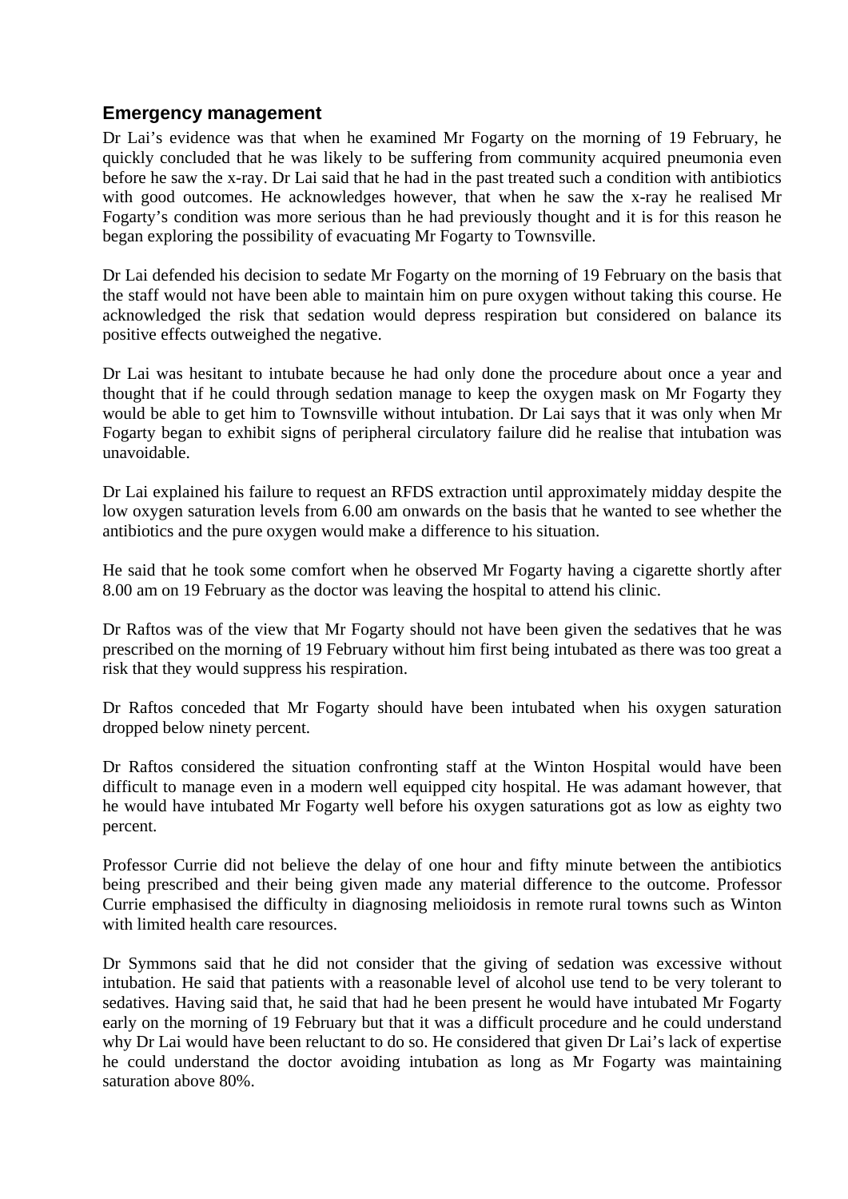## Emergency management

Dr Lai’s evidence was that when he examined Mr Fogarty on the morning of 19 February, he quickly concluded that he was likely to be suffering from community acquired pneumonia even before he saw the x-ray. Dr Lai said that he had in the past treated such a condition with antibiotics with good outcomes. He acknowledges however, that when he saw the x-ray he realised Mr Fogarty’s condition was more serious than he had previously thought and it is for this reason he began exploring the possibility of evacuating Mr Fogarty to Townsville.

Dr Lai defended his decision to sedate Mr Fogarty on the morning of 19 February on the basis that the staff would not have been able to maintain him on pure oxygen without taking this course. He acknowledged the risk that sedation would depress respiration but considered on balance its positive effects outweighed the negative.

Dr Lai was hesitant to intubate because he had only done the procedure about once a year and thought that if he could through sedation manage to keep the oxygen mask on Mr Fogarty they would be able to get him to Townsville without intubation. Dr Lai says that it was only when Mr Fogarty began to exhibit signs of peripheral circulatory failure did he realise that intubation was unavoidable.

Dr Lai explained his failure to request an RFDS extraction until approximately midday despite the low oxygen saturation levels from 6.00 am onwards on the basis that he wanted to see whether the antibiotics and the pure oxygen would make a difference to his situation.

He said that he took some comfort when he observed Mr Fogarty having a cigarette shortly after 8.00 am on 19 February as the doctor was leaving the hospital to attend his clinic.

Dr Raftos was of the view that Mr Fogarty should not have been given the sedatives that he was prescribed on the morning of 19 February without him first being intubated as there was too great a risk that they would suppress his respiration.

Dr Raftos conceded that Mr Fogarty should have been intubated when his oxygen saturation dropped below ninety percent.

Dr Raftos considered the situation confronting staff at the Winton Hospital would have been difficult to manage even in a modern well equipped city hospital. He was adamant however, that he would have intubated Mr Fogarty well before his oxygen saturations got as low as eighty two percent.

Professor Currie did not believe the delay of one hour and fifty minute between the antibiotics being prescribed and their being given made any material difference to the outcome. Professor Currie emphasised the difficulty in diagnosing melioidosis in remote rural towns such as Winton with limited health care resources.

Dr Symmons said that he did not consider that the giving of sedation was excessive without intubation. He said that patients with a reasonable level of alcohol use tend to be very tolerant to sedatives. Having said that, he said that had he been present he would have intubated Mr Fogarty early on the morning of 19 February but that it was a difficult procedure and he could understand why Dr Lai would have been reluctant to do so. He considered that given Dr Lai’s lack of expertise he could understand the doctor avoiding intubation as long as Mr Fogarty was maintaining saturation above 80%.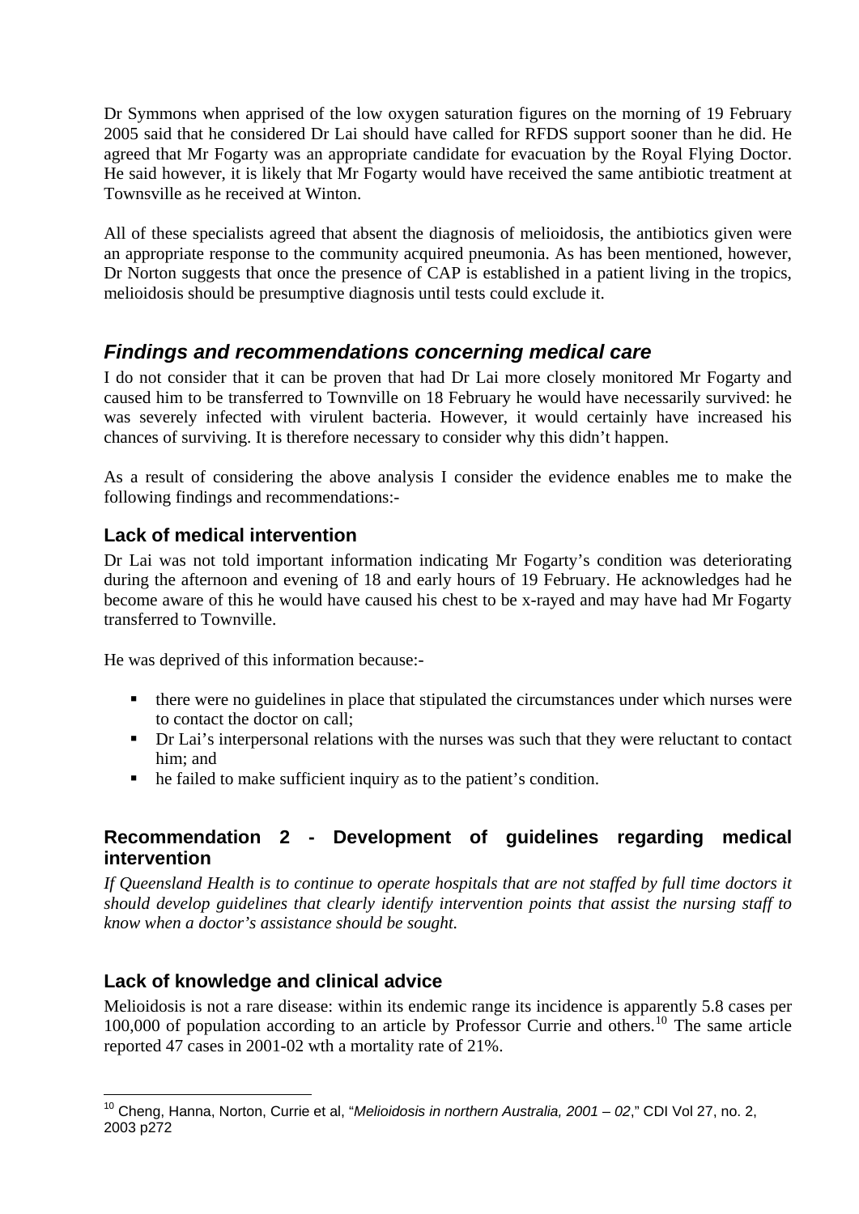Dr Symmons when apprised of the low oxygen saturation figures on the morning of 19 February 2005 said that he considered Dr Lai should have called for RFDS support sooner than he did. He agreed that Mr Fogarty was an appropriate candidate for evacuation by the Royal Flying Doctor. He said however, it is likely that Mr Fogarty would have received the same antibiotic treatment at Townsville as he received at Winton.

All of these specialists agreed that absent the diagnosis of melioidosis, the antibiotics given were an appropriate response to the community acquired pneumonia. As has been mentioned, however, Dr Norton suggests that once the presence of CAP is established in a patient living in the tropics, melioidosis should be presumptive diagnosis until tests could exclude it.

## *Findings and recommendations concerning medical care*

I do not consider that it can be proven that had Dr Lai more closely monitored Mr Fogarty and caused him to be transferred to Townville on 18 February he would have necessarily survived: he was severely infected with virulent bacteria. However, it would certainly have increased his chances of surviving. It is therefore necessary to consider why this didn't happen.

As a result of considering the above analysis I consider the evidence enables me to make the following findings and recommendations:-

### Lack of medical intervention

Dr Lai was not told important information indicating Mr Fogarty's condition was deteriorating during the afternoon and evening of 18 and early hours of 19 February. He acknowledges had he become aware of this he would have caused his chest to be x-rayed and may have had Mr Fogarty transferred to Townville.

He was deprived of this information because:-

- there were no guidelines in place that stipulated the circumstances under which nurses were to contact the doctor on call;
- Dr Lai's interpersonal relations with the nurses was such that they were reluctant to contact him; and
- he failed to make sufficient inquiry as to the patient's condition.

### Recommendation 2 - Development of guidelines regarding medical intervention

*If Queensland Health is to continue to operate hospitals that are not staffed by full time doctors it should develop guidelines that clearly identify intervention points that assist the nursing staff to know when a doctor's assistance should be sought.*

### Lack of knowledge and clinical advice

Melioidosis is not a rare disease: within its endemic range its incidence is apparently 5.8 cases per 100,000 of population according to an article by Professor Currie and others.[10] The same article reported 47 cases in 2001-02 wth a mortality rate of 21%.

---

[10] Cheng, Hanna, Norton, Currie et al, "*Melioidosis in northern Australia, 2001 – 02*," CDI Vol 27, no. 2, 2003 p272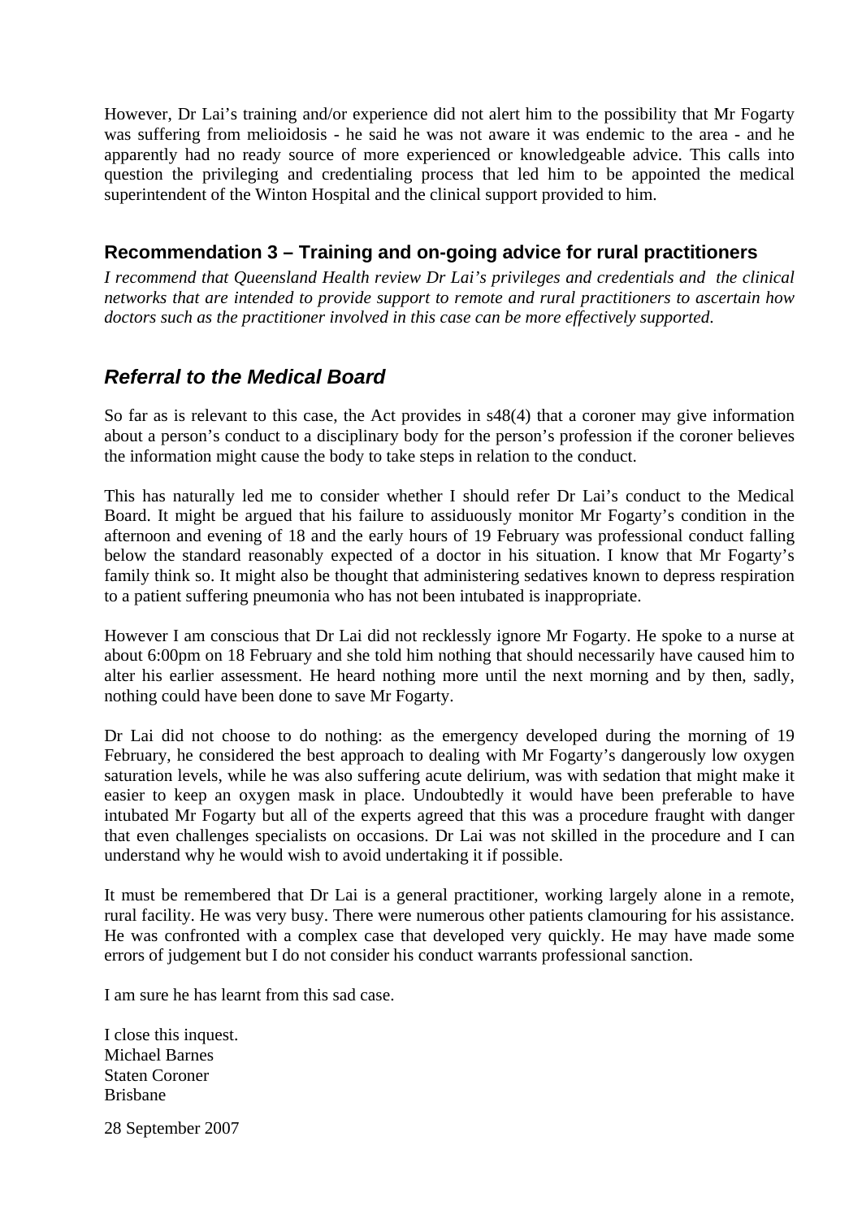However, Dr Lai’s training and/or experience did not alert him to the possibility that Mr Fogarty was suffering from melioidosis - he said he was not aware it was endemic to the area - and he apparently had no ready source of more experienced or knowledgeable advice. This calls into question the privileging and credentialing process that led him to be appointed the medical superintendent of the Winton Hospital and the clinical support provided to him.

### Recommendation 3 – Training and on-going advice for rural practitioners

*I recommend that Queensland Health review Dr Lai’s privileges and credentials and the clinical networks that are intended to provide support to remote and rural practitioners to ascertain how doctors such as the practitioner involved in this case can be more effectively supported.*

## *Referral to the Medical Board*

So far as is relevant to this case, the Act provides in s48(4) that a coroner may give information about a person’s conduct to a disciplinary body for the person’s profession if the coroner believes the information might cause the body to take steps in relation to the conduct.

This has naturally led me to consider whether I should refer Dr Lai’s conduct to the Medical Board. It might be argued that his failure to assiduously monitor Mr Fogarty’s condition in the afternoon and evening of 18 and the early hours of 19 February was professional conduct falling below the standard reasonably expected of a doctor in his situation. I know that Mr Fogarty’s family think so. It might also be thought that administering sedatives known to depress respiration to a patient suffering pneumonia who has not been intubated is inappropriate.

However I am conscious that Dr Lai did not recklessly ignore Mr Fogarty. He spoke to a nurse at about 6:00pm on 18 February and she told him nothing that should necessarily have caused him to alter his earlier assessment. He heard nothing more until the next morning and by then, sadly, nothing could have been done to save Mr Fogarty.

Dr Lai did not choose to do nothing: as the emergency developed during the morning of 19 February, he considered the best approach to dealing with Mr Fogarty’s dangerously low oxygen saturation levels, while he was also suffering acute delirium, was with sedation that might make it easier to keep an oxygen mask in place. Undoubtedly it would have been preferable to have intubated Mr Fogarty but all of the experts agreed that this was a procedure fraught with danger that even challenges specialists on occasions. Dr Lai was not skilled in the procedure and I can understand why he would wish to avoid undertaking it if possible.

It must be remembered that Dr Lai is a general practitioner, working largely alone in a remote, rural facility. He was very busy. There were numerous other patients clamouring for his assistance. He was confronted with a complex case that developed very quickly. He may have made some errors of judgement but I do not consider his conduct warrants professional sanction.

I am sure he has learnt from this sad case.

I close this inquest.
Michael Barnes
Staten Coroner
Brisbane

28 September 2007